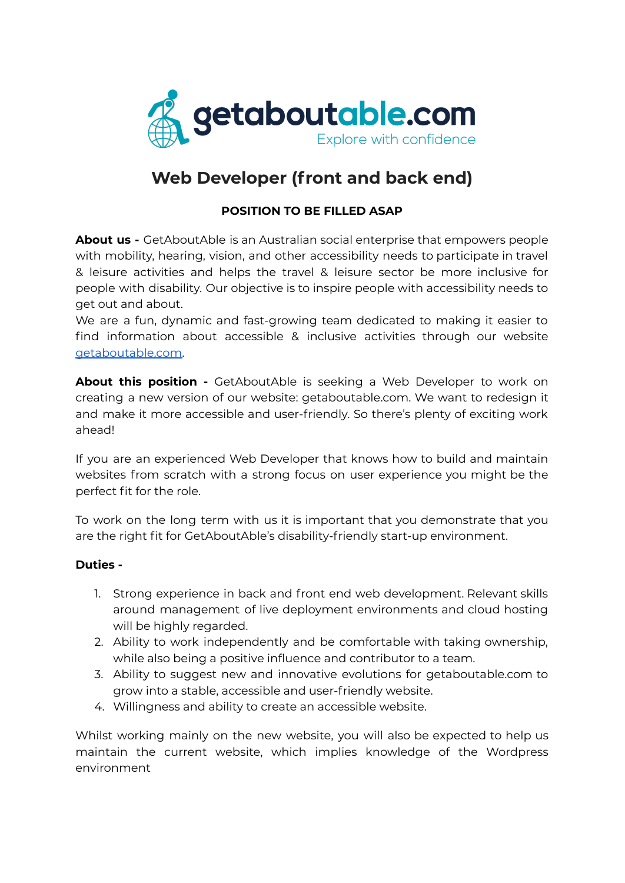getaboutable.com
Explore with confidence

# Web Developer (front and back end)

**POSITION TO BE FILLED ASAP**

**About us -** GetAboutAble is an Australian social enterprise that empowers people with mobility, hearing, vision, and other accessibility needs to participate in travel & leisure activities and helps the travel & leisure sector be more inclusive for people with disability. Our objective is to inspire people with accessibility needs to get out and about.
We are a fun, dynamic and fast-growing team dedicated to making it easier to find information about accessible & inclusive activities through our website getaboutable.com.

**About this position -** GetAboutAble is seeking a Web Developer to work on creating a new version of our website: getaboutable.com. We want to redesign it and make it more accessible and user-friendly. So there's plenty of exciting work ahead!

If you are an experienced Web Developer that knows how to build and maintain websites from scratch with a strong focus on user experience you might be the perfect fit for the role.

To work on the long term with us it is important that you demonstrate that you are the right fit for GetAboutAble's disability-friendly start-up environment.

**Duties -**

1. Strong experience in back and front end web development. Relevant skills around management of live deployment environments and cloud hosting will be highly regarded.
2. Ability to work independently and be comfortable with taking ownership, while also being a positive influence and contributor to a team.
3. Ability to suggest new and innovative evolutions for getaboutable.com to grow into a stable, accessible and user-friendly website.
4. Willingness and ability to create an accessible website.

Whilst working mainly on the new website, you will also be expected to help us maintain the current website, which implies knowledge of the Wordpress environment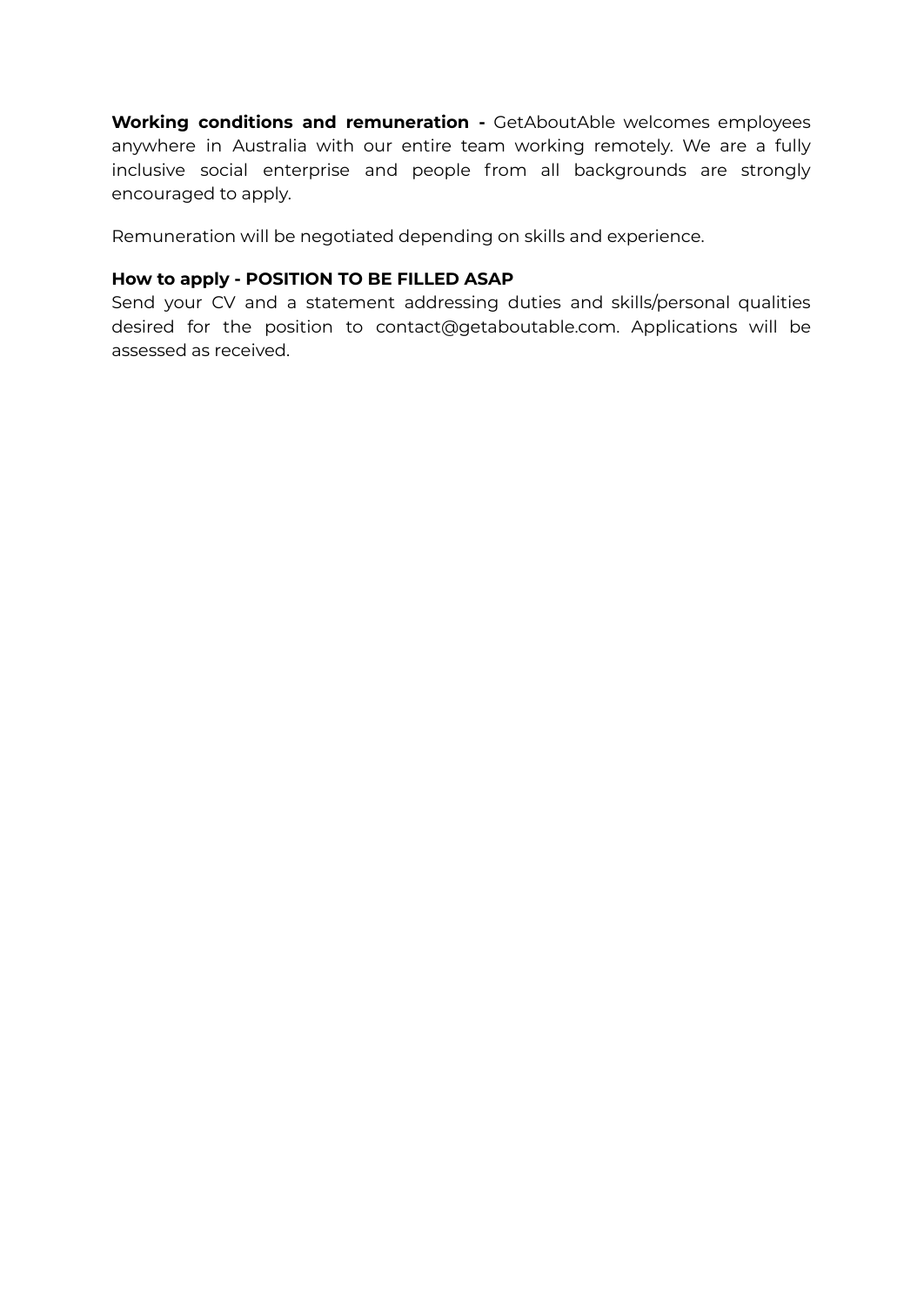**Working conditions and remuneration -** GetAboutAble welcomes employees anywhere in Australia with our entire team working remotely. We are a fully inclusive social enterprise and people from all backgrounds are strongly encouraged to apply.

Remuneration will be negotiated depending on skills and experience.

**How to apply - POSITION TO BE FILLED ASAP**

Send your CV and a statement addressing duties and skills/personal qualities desired for the position to contact@getaboutable.com. Applications will be assessed as received.